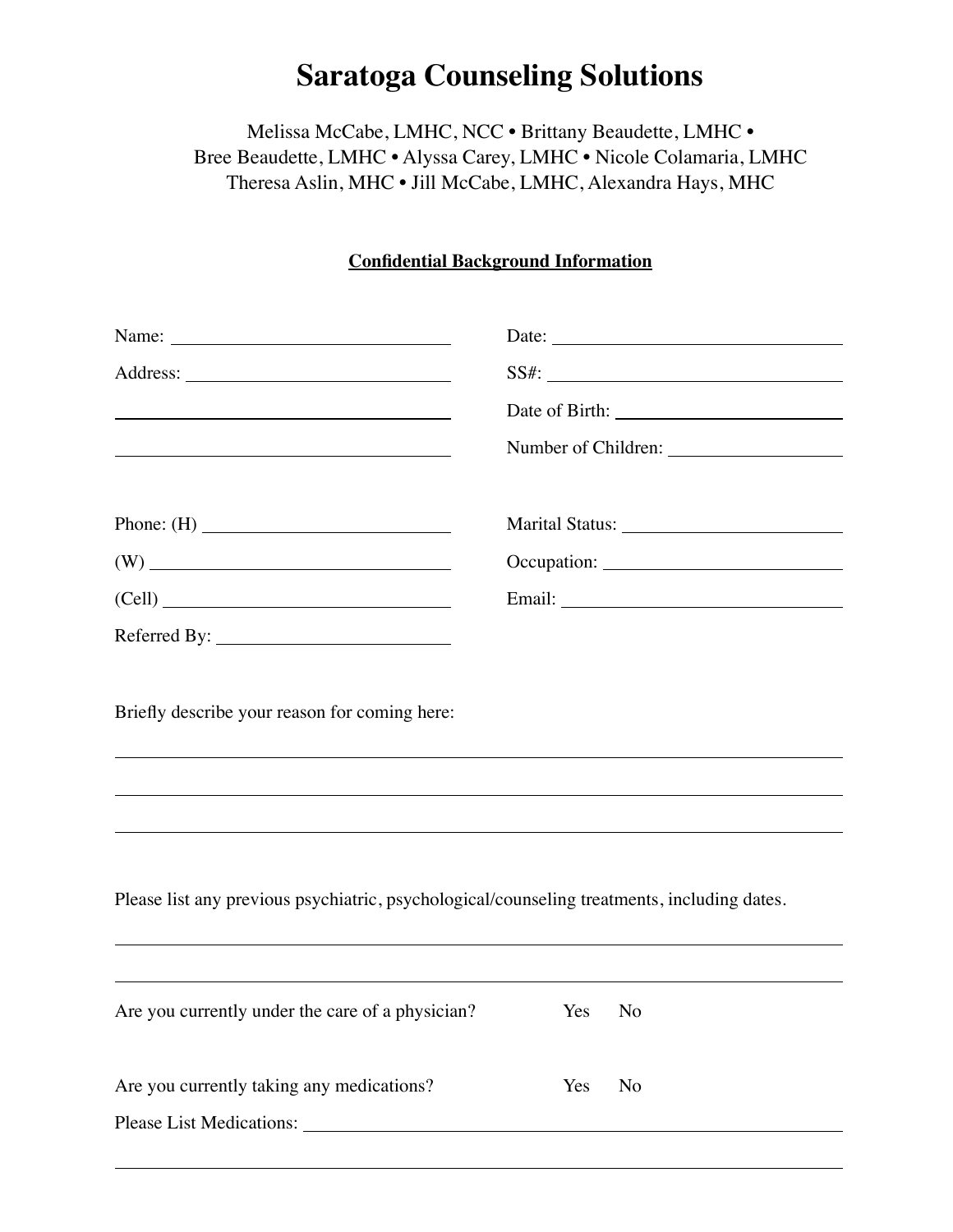# Saratoga Counseling Solutions

Melissa McCabe, LMHC, NCC • Brittany Beaudette, LMHC •
Bree Beaudette, LMHC • Alyssa Carey, LMHC • Nicole Colamaria, LMHC
Theresa Aslin, MHC • Jill McCabe, LMHC, Alexandra Hays, MHC

**Confidential Background Information**

Name: ______________________________

Address: ______________________________

______________________________

______________________________

Phone: (H) ______________________________

(W) ______________________________

(Cell) ______________________________

Referred By: ______________________________

Date: ______________________________

SS#: ______________________________

Date of Birth: ______________________________

Number of Children: ______________________________

Marital Status: ______________________________

Occupation: ______________________________

Email: ______________________________

Briefly describe your reason for coming here:

______________________________________________________________________

______________________________________________________________________

______________________________________________________________________

Please list any previous psychiatric, psychological/counseling treatments, including dates.

______________________________________________________________________

______________________________________________________________________

Are you currently under the care of a physician? Yes No

Are you currently taking any medications? Yes No

Please List Medications: ______________________________________________

______________________________________________________________________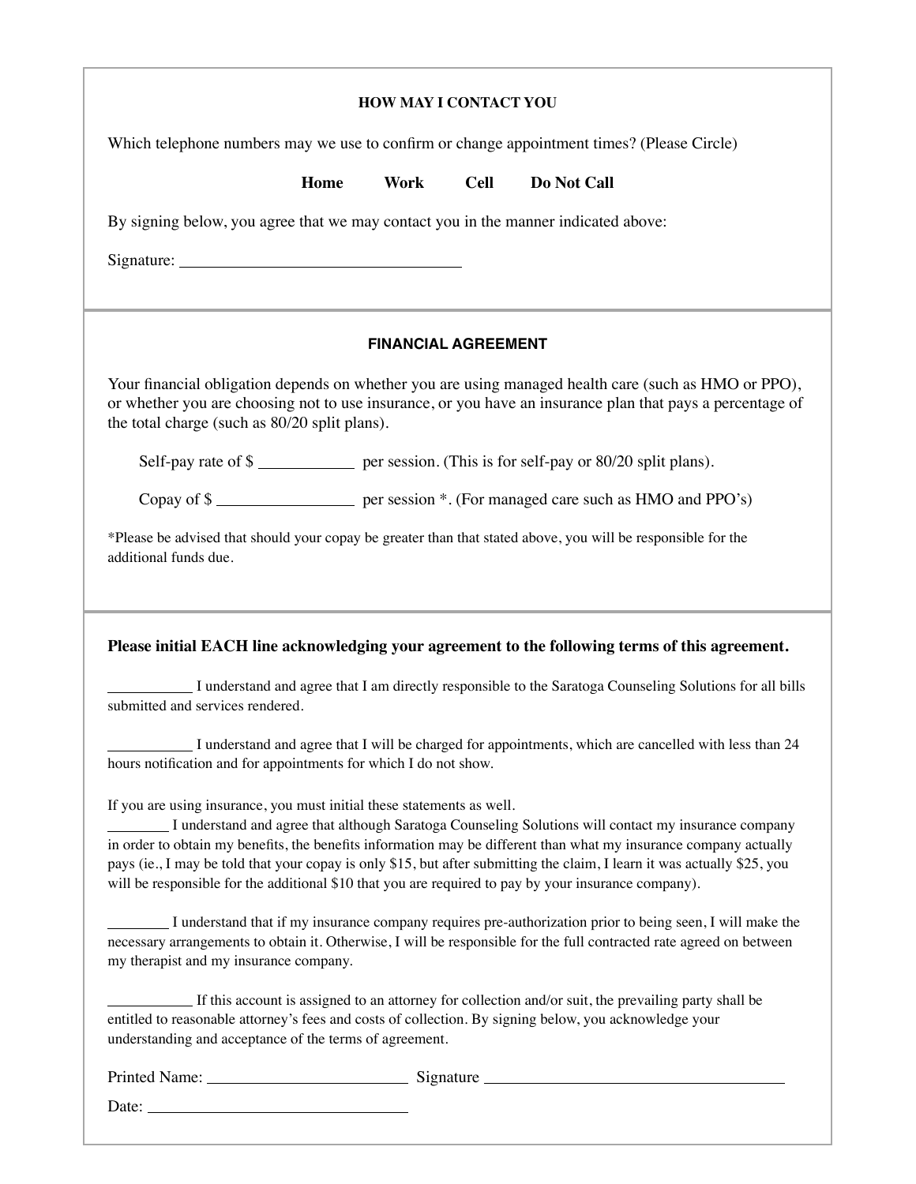### HOW MAY I CONTACT YOU

Which telephone numbers may we use to confirm or change appointment times? (Please Circle)

**Home Work Cell Do Not Call**

By signing below, you agree that we may contact you in the manner indicated above:

Signature: ______________________________

### FINANCIAL AGREEMENT

Your financial obligation depends on whether you are using managed health care (such as HMO or PPO), or whether you are choosing not to use insurance, or you have an insurance plan that pays a percentage of the total charge (such as 80/20 split plans).

Self-pay rate of $ __________ per session. (This is for self-pay or 80/20 split plans).

Copy of $ ______________ per session *. (For managed care such as HMO and PPO's)

*Please be advised that should your copay be greater than that stated above, you will be responsible for the additional funds due.

**Please initial EACH line acknowledging your agreement to the following terms of this agreement.**

_________ I understand and agree that I am directly responsible to the Saratoga Counseling Solutions for all bills submitted and services rendered.

_________ I understand and agree that I will be charged for appointments, which are cancelled with less than 24 hours notification and for appointments for which I do not show.

If you are using insurance, you must initial these statements as well.

_______ I understand and agree that although Saratoga Counseling Solutions will contact my insurance company in order to obtain my benefits, the benefits information may be different than what my insurance company actually pays (ie., I may be told that your copay is only $15, but after submitting the claim, I learn it was actually $25, you will be responsible for the additional $10 that you are required to pay by your insurance company).

_______ I understand that if my insurance company requires pre-authorization prior to being seen, I will make the necessary arrangements to obtain it. Otherwise, I will be responsible for the full contracted rate agreed on between my therapist and my insurance company.

_________ If this account is assigned to an attorney for collection and/or suit, the prevailing party shall be entitled to reasonable attorney's fees and costs of collection. By signing below, you acknowledge your understanding and acceptance of the terms of agreement.

Printed Name: ______________________ Signature ________________________________

Date: ___________________________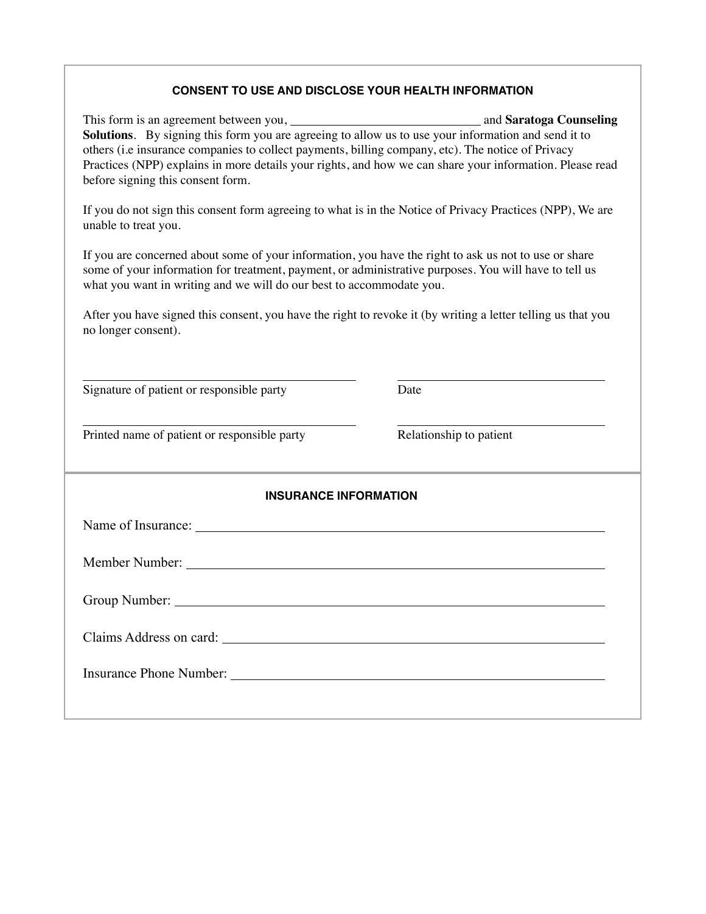## CONSENT TO USE AND DISCLOSE YOUR HEALTH INFORMATION

This form is an agreement between you, ______________________________ and **Saratoga Counseling Solutions**. By signing this form you are agreeing to allow us to use your information and send it to others (i.e insurance companies to collect payments, billing company, etc). The notice of Privacy Practices (NPP) explains in more details your rights, and how we can share your information. Please read before signing this consent form.

If you do not sign this consent form agreeing to what is in the Notice of Privacy Practices (NPP), We are unable to treat you.

If you are concerned about some of your information, you have the right to ask us not to use or share some of your information for treatment, payment, or administrative purposes. You will have to tell us what you want in writing and we will do our best to accommodate you.

After you have signed this consent, you have the right to revoke it (by writing a letter telling us that you no longer consent).

______________________________________ ______________________________

Signature of patient or responsible party Date

______________________________________ ______________________________

Printed name of patient or responsible party Relationship to patient

## INSURANCE INFORMATION

Name of Insurance: ______________________________________________________

Member Number: ______________________________________________________

Group Number: ______________________________________________________

Claims Address on card: ______________________________________________________

Insurance Phone Number: ______________________________________________________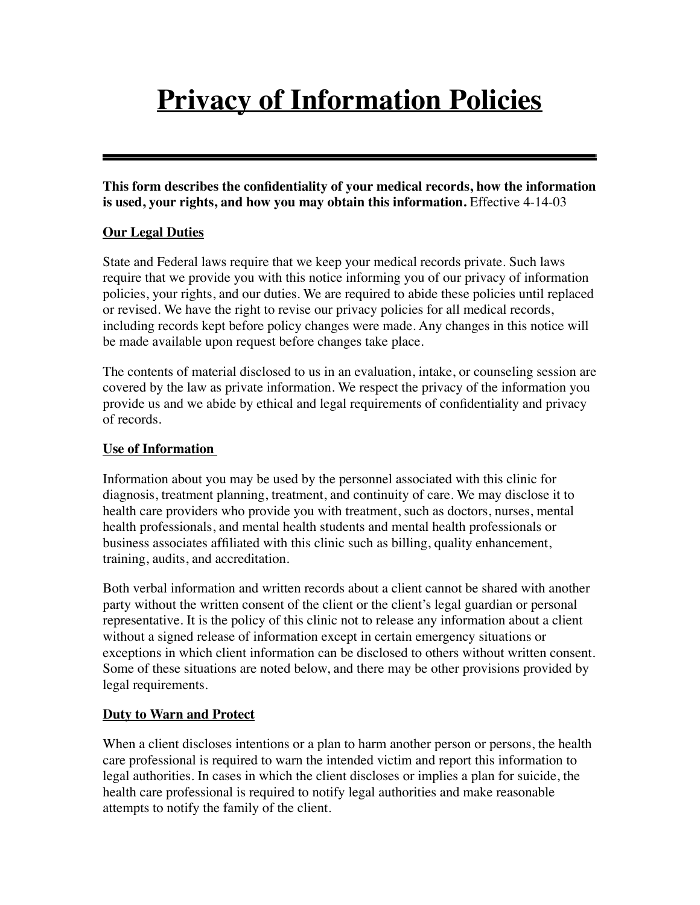# Privacy of Information Policies

---

**This form describes the confidentiality of your medical records, how the information is used, your rights, and how you may obtain this information.** Effective 4-14-03

## Our Legal Duties

State and Federal laws require that we keep your medical records private. Such laws require that we provide you with this notice informing you of our privacy of information policies, your rights, and our duties. We are required to abide these policies until replaced or revised. We have the right to revise our privacy policies for all medical records, including records kept before policy changes were made. Any changes in this notice will be made available upon request before changes take place.

The contents of material disclosed to us in an evaluation, intake, or counseling session are covered by the law as private information. We respect the privacy of the information you provide us and we abide by ethical and legal requirements of confidentiality and privacy of records.

## Use of Information

Information about you may be used by the personnel associated with this clinic for diagnosis, treatment planning, treatment, and continuity of care. We may disclose it to health care providers who provide you with treatment, such as doctors, nurses, mental health professionals, and mental health students and mental health professionals or business associates affiliated with this clinic such as billing, quality enhancement, training, audits, and accreditation.

Both verbal information and written records about a client cannot be shared with another party without the written consent of the client or the client's legal guardian or personal representative. It is the policy of this clinic not to release any information about a client without a signed release of information except in certain emergency situations or exceptions in which client information can be disclosed to others without written consent. Some of these situations are noted below, and there may be other provisions provided by legal requirements.

## Duty to Warn and Protect

When a client discloses intentions or a plan to harm another person or persons, the health care professional is required to warn the intended victim and report this information to legal authorities. In cases in which the client discloses or implies a plan for suicide, the health care professional is required to notify legal authorities and make reasonable attempts to notify the family of the client.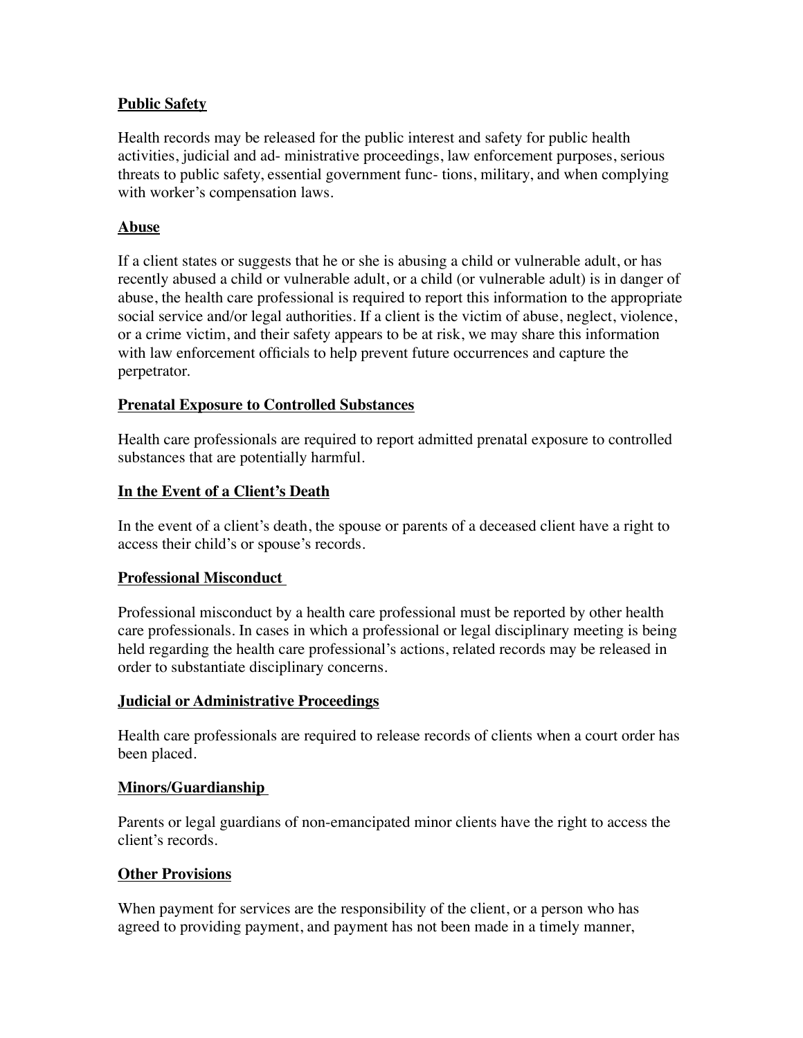**Public Safety**

Health records may be released for the public interest and safety for public health activities, judicial and ad- ministrative proceedings, law enforcement purposes, serious threats to public safety, essential government func- tions, military, and when complying with worker's compensation laws.

**Abuse**

If a client states or suggests that he or she is abusing a child or vulnerable adult, or has recently abused a child or vulnerable adult, or a child (or vulnerable adult) is in danger of abuse, the health care professional is required to report this information to the appropriate social service and/or legal authorities. If a client is the victim of abuse, neglect, violence, or a crime victim, and their safety appears to be at risk, we may share this information with law enforcement officials to help prevent future occurrences and capture the perpetrator.

**Prenatal Exposure to Controlled Substances**

Health care professionals are required to report admitted prenatal exposure to controlled substances that are potentially harmful.

**In the Event of a Client's Death**

In the event of a client's death, the spouse or parents of a deceased client have a right to access their child's or spouse's records.

**Professional Misconduct**

Professional misconduct by a health care professional must be reported by other health care professionals. In cases in which a professional or legal disciplinary meeting is being held regarding the health care professional's actions, related records may be released in order to substantiate disciplinary concerns.

**Judicial or Administrative Proceedings**

Health care professionals are required to release records of clients when a court order has been placed.

**Minors/Guardianship**

Parents or legal guardians of non-emancipated minor clients have the right to access the client's records.

**Other Provisions**

When payment for services are the responsibility of the client, or a person who has agreed to providing payment, and payment has not been made in a timely manner,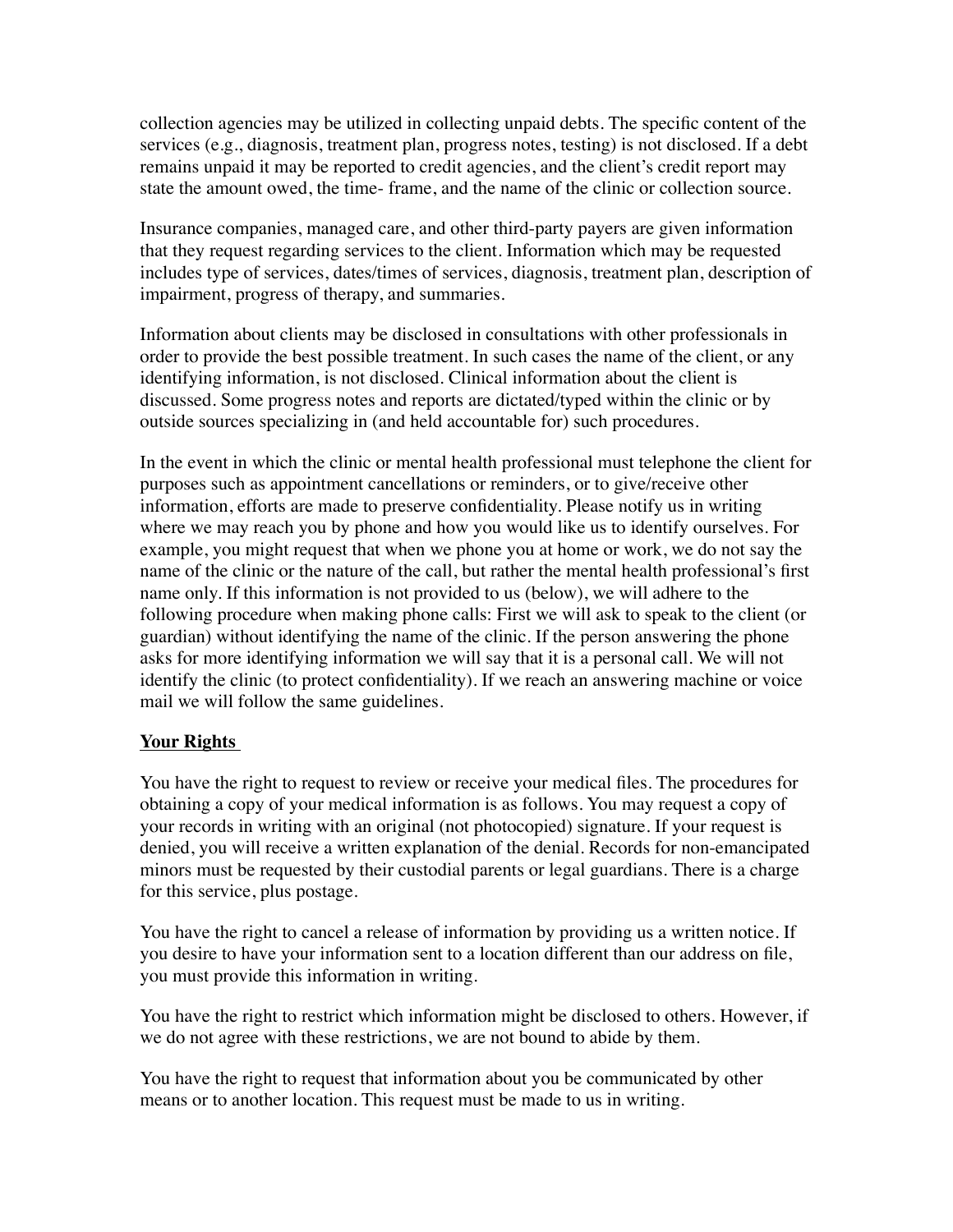collection agencies may be utilized in collecting unpaid debts. The specific content of the services (e.g., diagnosis, treatment plan, progress notes, testing) is not disclosed. If a debt remains unpaid it may be reported to credit agencies, and the client's credit report may state the amount owed, the time- frame, and the name of the clinic or collection source.

Insurance companies, managed care, and other third-party payers are given information that they request regarding services to the client. Information which may be requested includes type of services, dates/times of services, diagnosis, treatment plan, description of impairment, progress of therapy, and summaries.

Information about clients may be disclosed in consultations with other professionals in order to provide the best possible treatment. In such cases the name of the client, or any identifying information, is not disclosed. Clinical information about the client is discussed. Some progress notes and reports are dictated/typed within the clinic or by outside sources specializing in (and held accountable for) such procedures.

In the event in which the clinic or mental health professional must telephone the client for purposes such as appointment cancellations or reminders, or to give/receive other information, efforts are made to preserve confidentiality. Please notify us in writing where we may reach you by phone and how you would like us to identify ourselves. For example, you might request that when we phone you at home or work, we do not say the name of the clinic or the nature of the call, but rather the mental health professional's first name only. If this information is not provided to us (below), we will adhere to the following procedure when making phone calls: First we will ask to speak to the client (or guardian) without identifying the name of the clinic. If the person answering the phone asks for more identifying information we will say that it is a personal call. We will not identify the clinic (to protect confidentiality). If we reach an answering machine or voice mail we will follow the same guidelines.

**Your Rights**

You have the right to request to review or receive your medical files. The procedures for obtaining a copy of your medical information is as follows. You may request a copy of your records in writing with an original (not photocopied) signature. If your request is denied, you will receive a written explanation of the denial. Records for non-emancipated minors must be requested by their custodial parents or legal guardians. There is a charge for this service, plus postage.

You have the right to cancel a release of information by providing us a written notice. If you desire to have your information sent to a location different than our address on file, you must provide this information in writing.

You have the right to restrict which information might be disclosed to others. However, if we do not agree with these restrictions, we are not bound to abide by them.

You have the right to request that information about you be communicated by other means or to another location. This request must be made to us in writing.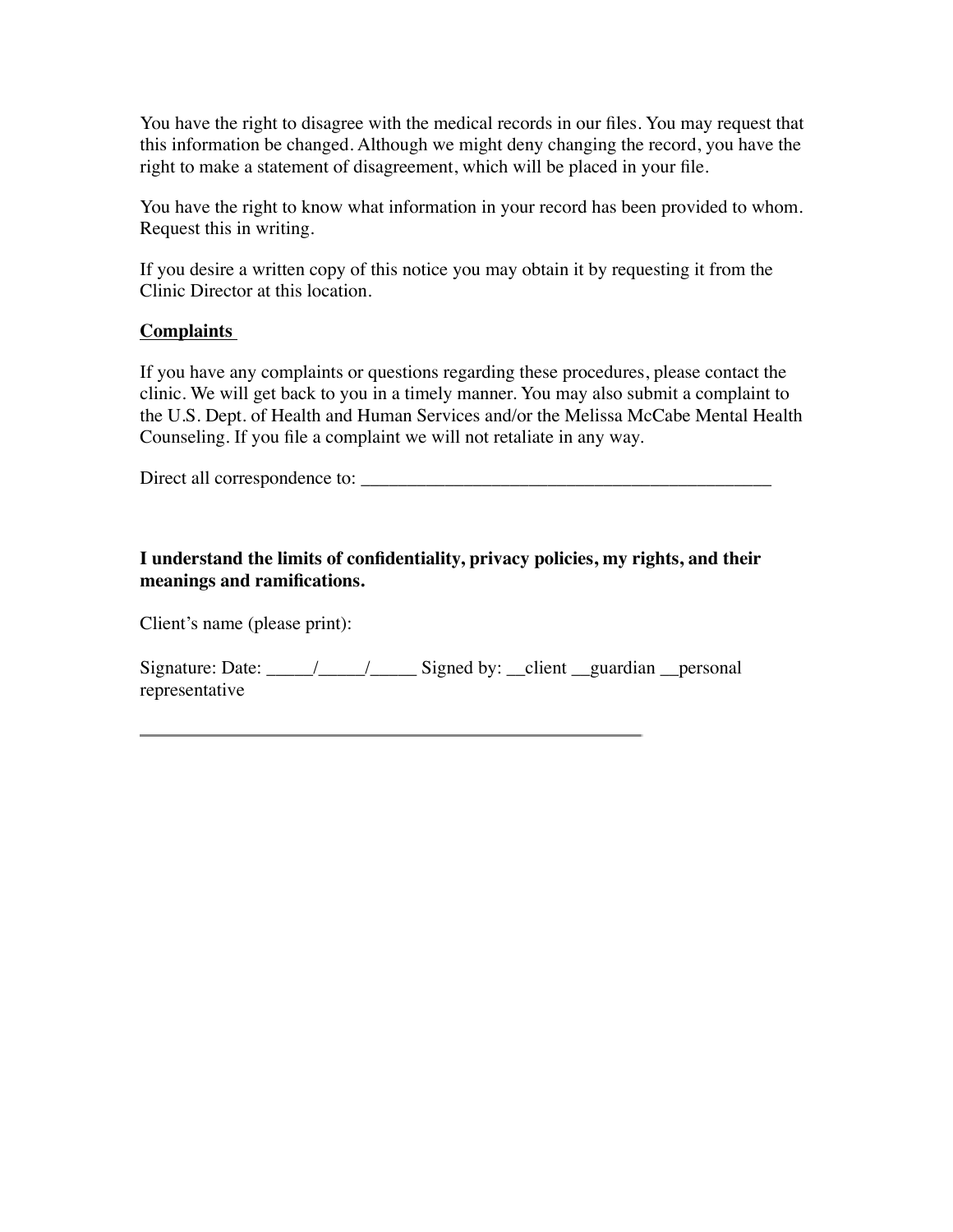You have the right to disagree with the medical records in our files. You may request that this information be changed. Although we might deny changing the record, you have the right to make a statement of disagreement, which will be placed in your file.

You have the right to know what information in your record has been provided to whom. Request this in writing.

If you desire a written copy of this notice you may obtain it by requesting it from the Clinic Director at this location.

**Complaints**

If you have any complaints or questions regarding these procedures, please contact the clinic. We will get back to you in a timely manner. You may also submit a complaint to the U.S. Dept. of Health and Human Services and/or the Melissa McCabe Mental Health Counseling. If you file a complaint we will not retaliate in any way.

Direct all correspondence to: _____________________________________________

**I understand the limits of confidentiality, privacy policies, my rights, and their meanings and ramifications.**

Client's name (please print):

Signature: Date: _____/_____/_____ Signed by: __client __guardian __personal representative

_______________________________________________________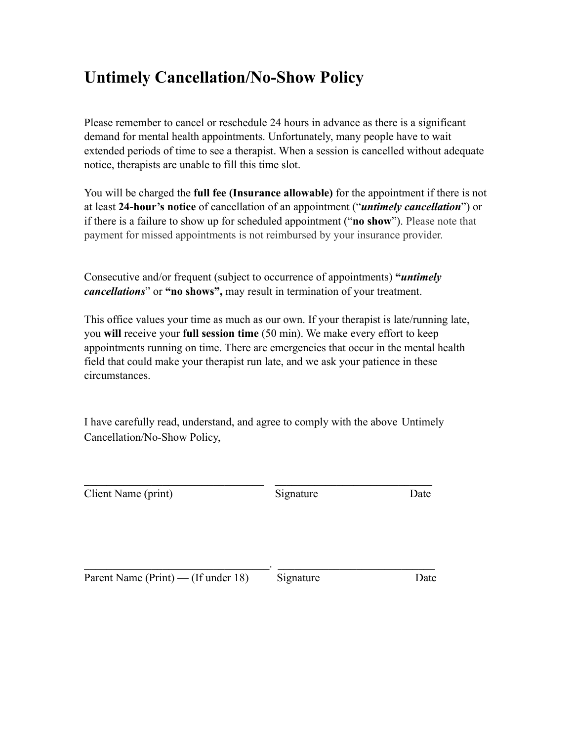# Untimely Cancellation/No-Show Policy

Please remember to cancel or reschedule 24 hours in advance as there is a significant demand for mental health appointments. Unfortunately, many people have to wait extended periods of time to see a therapist. When a session is cancelled without adequate notice, therapists are unable to fill this time slot.

You will be charged the **full fee (Insurance allowable)** for the appointment if there is not at least **24-hour's notice** of cancellation of an appointment ("***untimely cancellation***") or if there is a failure to show up for scheduled appointment ("**no show**"). Please note that payment for missed appointments is not reimbursed by your insurance provider.

Consecutive and/or frequent (subject to occurrence of appointments) **"*untimely cancellations*"** or **"no shows",** may result in termination of your treatment.

This office values your time as much as our own. If your therapist is late/running late, you **will** receive your **full session time** (50 min). We make every effort to keep appointments running on time. There are emergencies that occur in the mental health field that could make your therapist run late, and we ask your patience in these circumstances.

I have carefully read, understand, and agree to comply with the above Untimely Cancellation/No-Show Policy,

_________________________________ _____________________________

Client Name (print) Signature Date

_________________________________. _____________________________

Parent Name (Print) — (If under 18) Signature Date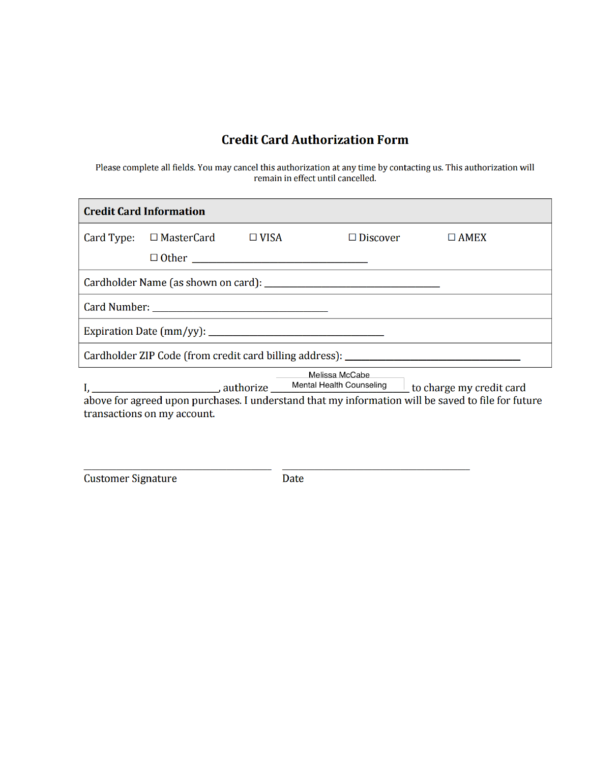## Credit Card Authorization Form

Please complete all fields. You may cancel this authorization at any time by contacting us. This authorization will remain in effect until cancelled.

| **Credit Card Information** |
|---|
| Card Type: ☐ MasterCard ☐ VISA ☐ Discover ☐ AMEX<br>☐ Other ______________________________ |
| Cardholder Name (as shown on card): ______________________________ |
| Card Number: ______________________________ |
| Expiration Date (mm/yy): ______________________________ |
| Cardholder ZIP Code (from credit card billing address): ______________________________ |

I, ______________________, authorize Melissa McCabe Mental Health Counseling to charge my credit card above for agreed upon purchases. I understand that my information will be saved to file for future transactions on my account.

______________________________ ______________________________

Customer Signature Date